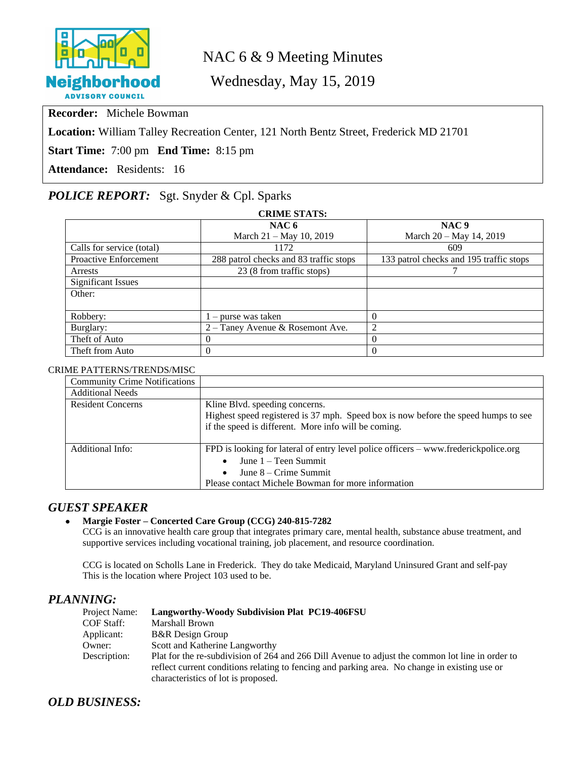# NAC 6 & 9 Meeting Minutes

## Wednesday, May 15, 2019

**Recorder:** Michele Bowman

**Location:** William Talley Recreation Center, 121 North Bentz Street, Frederick MD 21701

**Start Time:** 7:00 pm **End Time:** 8:15 pm

**Attendance:** Residents: 16

## *POLICE REPORT:* Sgt. Snyder & Cpl. Sparks

**CRIME STATS:**

| | **NAC 6** March 21 – May 10, 2019 | **NAC 9** March 20 – May 14, 2019 |
|---|---|---|
| Calls for service (total) | 1172 | 609 |
| Proactive Enforcement | 288 patrol checks and 83 traffic stops | 133 patrol checks and 195 traffic stops |
| Arrests | 23 (8 from traffic stops) | 7 |
| Significant Issues | | |
| Other: | | |
| Robbery: | 1 – purse was taken | 0 |
| Burglary: | 2 – Taney Avenue & Rosemont Ave. | 2 |
| Theft of Auto | 0 | 0 |
| Theft from Auto | 0 | 0 |

CRIME PATTERNS/TRENDS/MISC

| | |
|---|---|
| Community Crime Notifications | |
| Additional Needs | |
| Resident Concerns | Kline Blvd. speeding concerns.<br>Highest speed registered is 37 mph. Speed box is now before the speed humps to see if the speed is different. More info will be coming. |
| Additional Info: | FPD is looking for lateral of entry level police officers – www.frederickpolice.org<br>• June 1 – Teen Summit<br>• June 8 – Crime Summit<br>Please contact Michele Bowman for more information |

## *GUEST SPEAKER*

- **Margie Foster – Concerted Care Group (CCG) 240-815-7282**
  CCG is an innovative health care group that integrates primary care, mental health, substance abuse treatment, and supportive services including vocational training, job placement, and resource coordination.

  CCG is located on Scholls Lane in Frederick. They do take Medicaid, Maryland Uninsured Grant and self-pay This is the location where Project 103 used to be.

## *PLANNING:*

Project Name: **Langworthy-Woody Subdivision Plat PC19-406FSU**
COF Staff: Marshall Brown
Applicant: B&R Design Group
Owner: Scott and Katherine Langworthy
Description: Plat for the re-subdivision of 264 and 266 Dill Avenue to adjust the common lot line in order to reflect current conditions relating to fencing and parking area. No change in existing use or characteristics of lot is proposed.

## *OLD BUSINESS:*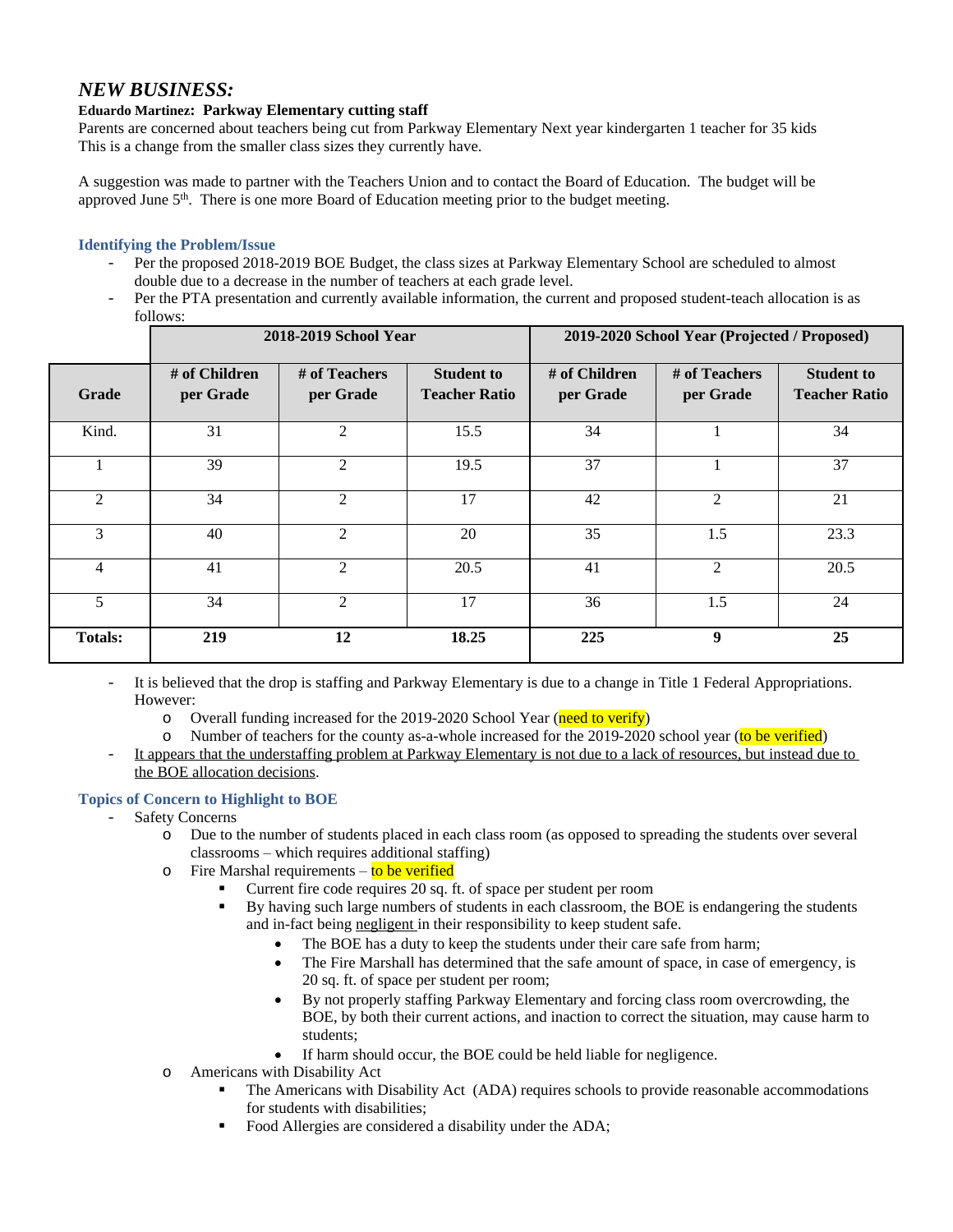## *NEW BUSINESS:*

**Eduardo Martinez: Parkway Elementary cutting staff**

Parents are concerned about teachers being cut from Parkway Elementary Next year kindergarten 1 teacher for 35 kids
This is a change from the smaller class sizes they currently have.

A suggestion was made to partner with the Teachers Union and to contact the Board of Education. The budget will be approved June 5th. There is one more Board of Education meeting prior to the budget meeting.

### Identifying the Problem/Issue

- Per the proposed 2018-2019 BOE Budget, the class sizes at Parkway Elementary School are scheduled to almost double due to a decrease in the number of teachers at each grade level.
- Per the PTA presentation and currently available information, the current and proposed student-teach allocation is as follows:

| | 2018-2019 School Year | | | 2019-2020 School Year (Projected / Proposed) | | |
|---|---|---|---|---|---|---|
| **Grade** | **# of Children per Grade** | **# of Teachers per Grade** | **Student to Teacher Ratio** | **# of Children per Grade** | **# of Teachers per Grade** | **Student to Teacher Ratio** |
| Kind. | 31 | 2 | 15.5 | 34 | 1 | 34 |
| 1 | 39 | 2 | 19.5 | 37 | 1 | 37 |
| 2 | 34 | 2 | 17 | 42 | 2 | 21 |
| 3 | 40 | 2 | 20 | 35 | 1.5 | 23.3 |
| 4 | 41 | 2 | 20.5 | 41 | 2 | 20.5 |
| 5 | 34 | 2 | 17 | 36 | 1.5 | 24 |
| **Totals:** | **219** | **12** | **18.25** | **225** | **9** | **25** |

- It is believed that the drop is staffing and Parkway Elementary is due to a change in Title 1 Federal Appropriations. However:
  - Overall funding increased for the 2019-2020 School Year (need to verify)
  - Number of teachers for the county as-a-whole increased for the 2019-2020 school year (to be verified)
- It appears that the understaffing problem at Parkway Elementary is not due to a lack of resources, but instead due to the BOE allocation decisions.

### Topics of Concern to Highlight to BOE

- Safety Concerns
  - Due to the number of students placed in each class room (as opposed to spreading the students over several classrooms – which requires additional staffing)
  - Fire Marshal requirements – to be verified
    - Current fire code requires 20 sq. ft. of space per student per room
    - By having such large numbers of students in each classroom, the BOE is endangering the students and in-fact being negligent in their responsibility to keep student safe.
      - The BOE has a duty to keep the students under their care safe from harm;
      - The Fire Marshall has determined that the safe amount of space, in case of emergency, is 20 sq. ft. of space per student per room;
      - By not properly staffing Parkway Elementary and forcing class room overcrowding, the BOE, by both their current actions, and inaction to correct the situation, may cause harm to students;
      - If harm should occur, the BOE could be held liable for negligence.
  - Americans with Disability Act
    - The Americans with Disability Act (ADA) requires schools to provide reasonable accommodations for students with disabilities;
    - Food Allergies are considered a disability under the ADA;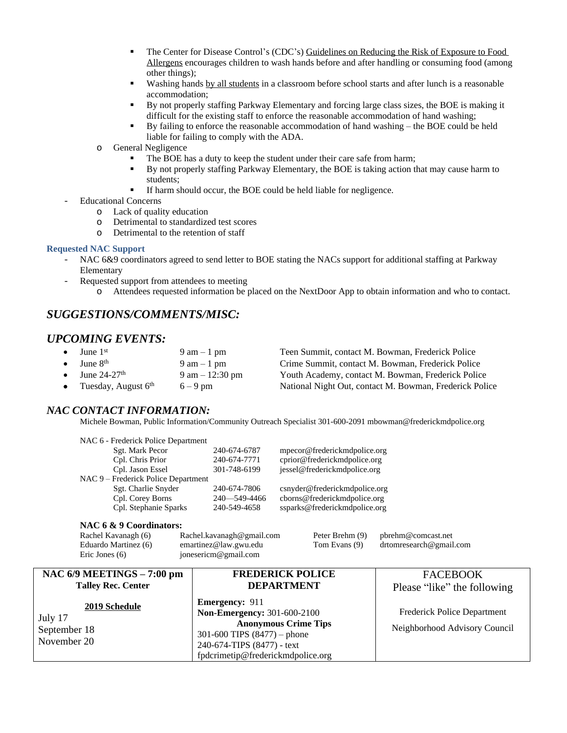- The Center for Disease Control's (CDC's) Guidelines on Reducing the Risk of Exposure to Food Allergens encourages children to wash hands before and after handling or consuming food (among other things);
        - Washing hands by all students in a classroom before school starts and after lunch is a reasonable accommodation;
        - By not properly staffing Parkway Elementary and forcing large class sizes, the BOE is making it difficult for the existing staff to enforce the reasonable accommodation of hand washing;
        - By failing to enforce the reasonable accommodation of hand washing – the BOE could be held liable for failing to comply with the ADA.
    - General Negligence
        - The BOE has a duty to keep the student under their care safe from harm;
        - By not properly staffing Parkway Elementary, the BOE is taking action that may cause harm to students;
        - If harm should occur, the BOE could be held liable for negligence.
- Educational Concerns
    - Lack of quality education
    - Detrimental to standardized test scores
    - Detrimental to the retention of staff

**Requested NAC Support**

- NAC 6&9 coordinators agreed to send letter to BOE stating the NACs support for additional staffing at Parkway Elementary
- Requested support from attendees to meeting
    - Attendees requested information be placed on the NextDoor App to obtain information and who to contact.

## *SUGGESTIONS/COMMENTS/MISC:*

## *UPCOMING EVENTS:*

- June 1st — 9 am – 1 pm — Teen Summit, contact M. Bowman, Frederick Police
- June 8th — 9 am – 1 pm — Crime Summit, contact M. Bowman, Frederick Police
- June 24-27th — 9 am – 12:30 pm — Youth Academy, contact M. Bowman, Frederick Police
- Tuesday, August 6th — 6 – 9 pm — National Night Out, contact M. Bowman, Frederick Police

## *NAC CONTACT INFORMATION:*

Michele Bowman, Public Information/Community Outreach Specialist 301-600-2091 mbowman@frederickmdpolice.org

| | | |
|---|---|---|
| NAC 6 - Frederick Police Department | | |
| Sgt. Mark Pecor | 240-674-6787 | mpecor@frederickmdpolice.org |
| Cpl. Chris Prior | 240-674-7771 | cprior@frederickmdpolice.org |
| Cpl. Jason Essel | 301-748-6199 | jessel@frederickmdpolice.org |
| NAC 9 – Frederick Police Department | | |
| Sgt. Charlie Snyder | 240-674-7806 | csnyder@frederickmdpolice.org |
| Cpl. Corey Borns | 240—549-4466 | cborns@frederickmdpolice.org |
| Cpl. Stephanie Sparks | 240-549-4658 | ssparks@frederickmdpolice.org |

**NAC 6 & 9 Coordinators:**

| | | | |
|---|---|---|---|
| Rachel Kavanagh (6) | Rachel.kavanagh@gmail.com | Peter Brehm (9) | pbrehm@comcast.net |
| Eduardo Martinez (6) | emartinez@law.gwu.edu | Tom Evans (9) | drtomresearch@gmail.com |
| Eric Jones (6) | jonesericm@gmail.com | | |

| NAC 6/9 MEETINGS – 7:00 pm<br>Talley Rec. Center | FREDERICK POLICE DEPARTMENT | FACEBOOK<br>Please "like" the following |
|---|---|---|
| **2019 Schedule**<br>July 17<br>September 18<br>November 20 | **Emergency:** 911<br>**Non-Emergency:** 301-600-2100<br>**Anonymous Crime Tips**<br>301-600 TIPS (8477) – phone<br>240-674-TIPS (8477) - text<br>fpdcrimetip@frederickmdpolice.org | Frederick Police Department<br>Neighborhood Advisory Council |